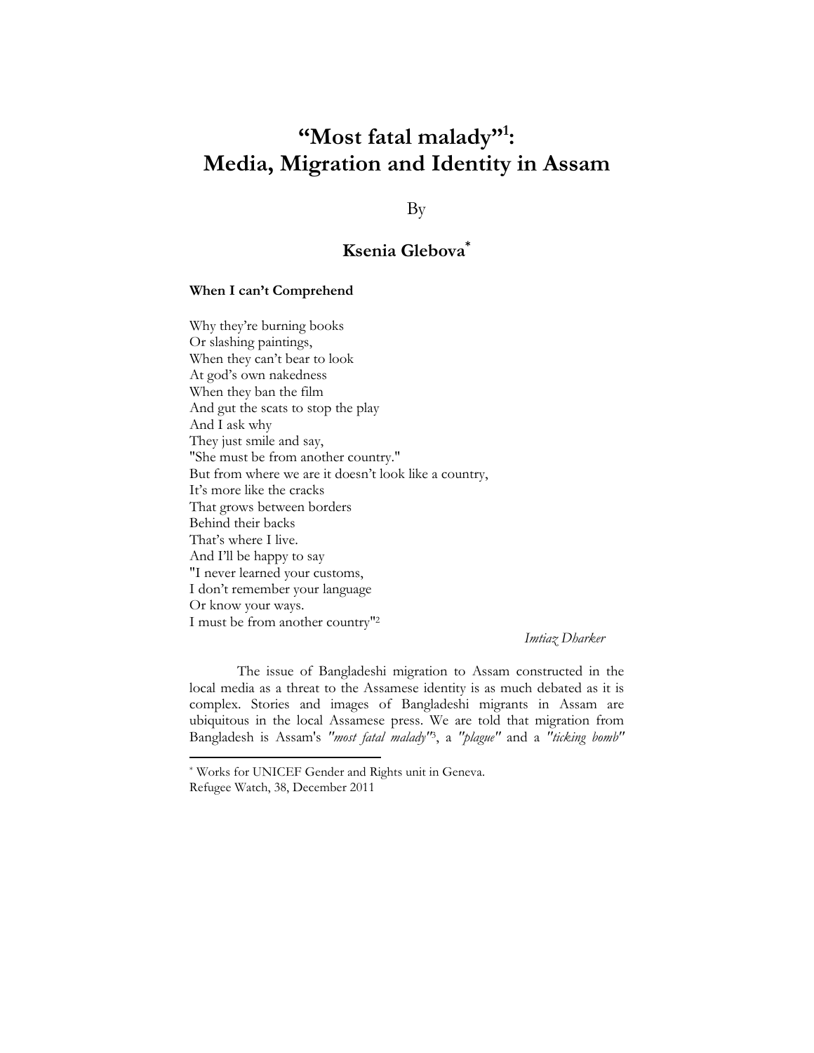# "Most fatal malady"[1]: Media, Migration and Identity in Assam

By

**Ksenia Glebova**[*]

**When I can't Comprehend**

Why they're burning books  
Or slashing paintings,  
When they can't bear to look  
At god's own nakedness  
When they ban the film  
And gut the scats to stop the play  
And I ask why  
They just smile and say,  
"She must be from another country."  
But from where we are it doesn't look like a country,  
It's more like the cracks  
That grows between borders  
Behind their backs  
That's where I live.  
And I'll be happy to say  
"I never learned your customs,  
I don't remember your language  
Or know your ways.  
I must be from another country"[2]

*Imtiaz Dharker*

The issue of Bangladeshi migration to Assam constructed in the local media as a threat to the Assamese identity is as much debated as it is complex. Stories and images of Bangladeshi migrants in Assam are ubiquitous in the local Assamese press. We are told that migration from Bangladesh is Assam's *"most fatal malady"*[3], a *"plague"* and a *"ticking bomb"*

---

[*] Works for UNICEF Gender and Rights unit in Geneva.

Refugee Watch, 38, December 2011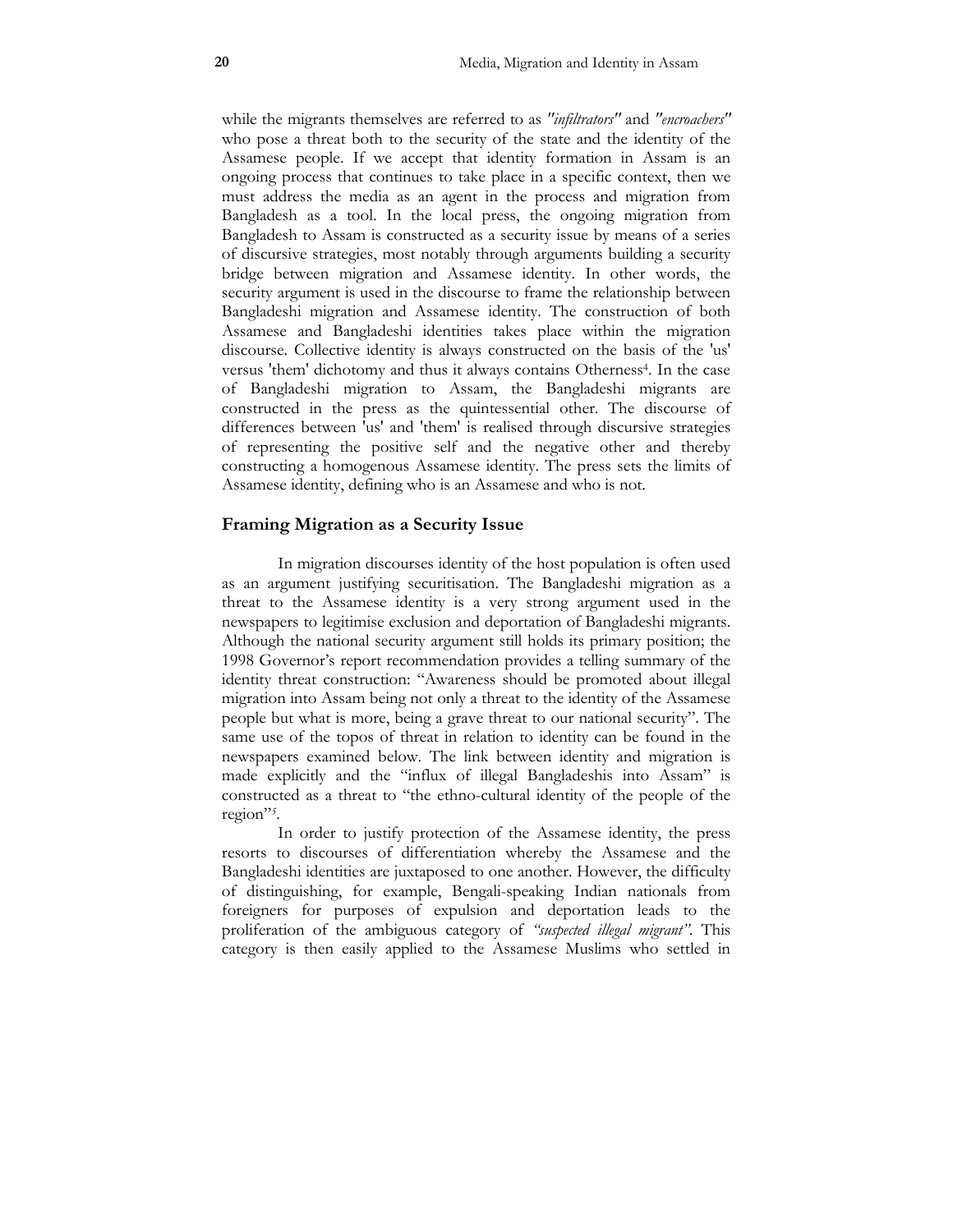while the migrants themselves are referred to as *"infiltrators"* and *"encroachers"* who pose a threat both to the security of the state and the identity of the Assamese people. If we accept that identity formation in Assam is an ongoing process that continues to take place in a specific context, then we must address the media as an agent in the process and migration from Bangladesh as a tool. In the local press, the ongoing migration from Bangladesh to Assam is constructed as a security issue by means of a series of discursive strategies, most notably through arguments building a security bridge between migration and Assamese identity. In other words, the security argument is used in the discourse to frame the relationship between Bangladeshi migration and Assamese identity. The construction of both Assamese and Bangladeshi identities takes place within the migration discourse. Collective identity is always constructed on the basis of the 'us' versus 'them' dichotomy and thus it always contains Otherness[4]. In the case of Bangladeshi migration to Assam, the Bangladeshi migrants are constructed in the press as the quintessential other. The discourse of differences between 'us' and 'them' is realised through discursive strategies of representing the positive self and the negative other and thereby constructing a homogenous Assamese identity. The press sets the limits of Assamese identity, defining who is an Assamese and who is not.

## Framing Migration as a Security Issue

In migration discourses identity of the host population is often used as an argument justifying securitisation. The Bangladeshi migration as a threat to the Assamese identity is a very strong argument used in the newspapers to legitimise exclusion and deportation of Bangladeshi migrants. Although the national security argument still holds its primary position; the 1998 Governor's report recommendation provides a telling summary of the identity threat construction: "Awareness should be promoted about illegal migration into Assam being not only a threat to the identity of the Assamese people but what is more, being a grave threat to our national security". The same use of the topos of threat in relation to identity can be found in the newspapers examined below. The link between identity and migration is made explicitly and the "influx of illegal Bangladeshis into Assam" is constructed as a threat to "the ethno-cultural identity of the people of the region"[5].

In order to justify protection of the Assamese identity, the press resorts to discourses of differentiation whereby the Assamese and the Bangladeshi identities are juxtaposed to one another. However, the difficulty of distinguishing, for example, Bengali-speaking Indian nationals from foreigners for purposes of expulsion and deportation leads to the proliferation of the ambiguous category of *"suspected illegal migrant"*. This category is then easily applied to the Assamese Muslims who settled in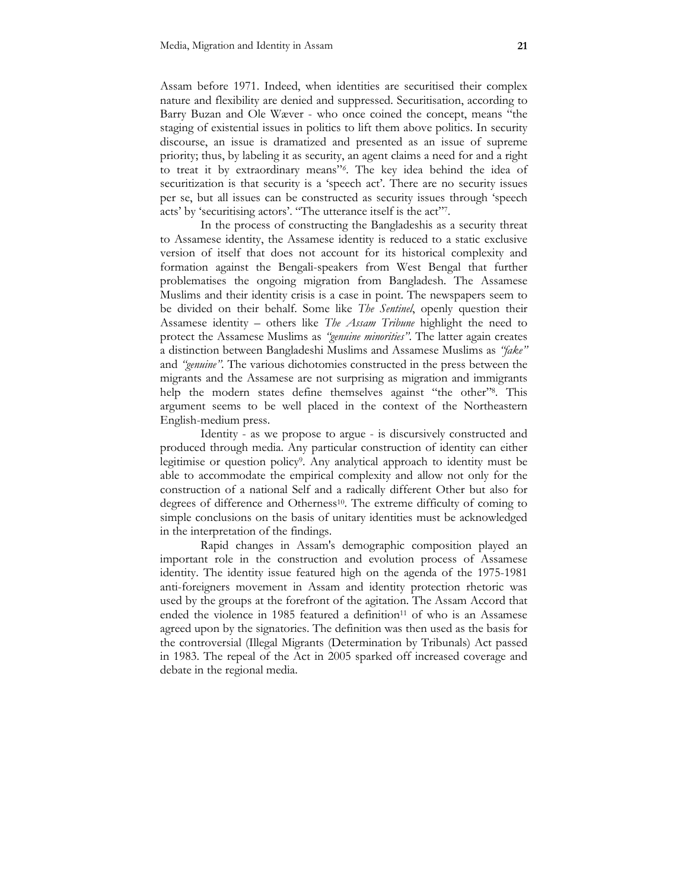Assam before 1971. Indeed, when identities are securitised their complex nature and flexibility are denied and suppressed. Securitisation, according to Barry Buzan and Ole Wæver - who once coined the concept, means "the staging of existential issues in politics to lift them above politics. In security discourse, an issue is dramatized and presented as an issue of supreme priority; thus, by labeling it as security, an agent claims a need for and a right to treat it by extraordinary means"[6]. The key idea behind the idea of securitization is that security is a 'speech act'. There are no security issues per se, but all issues can be constructed as security issues through 'speech acts' by 'securitising actors'. "The utterance itself is the act"[7].

In the process of constructing the Bangladeshis as a security threat to Assamese identity, the Assamese identity is reduced to a static exclusive version of itself that does not account for its historical complexity and formation against the Bengali-speakers from West Bengal that further problematises the ongoing migration from Bangladesh. The Assamese Muslims and their identity crisis is a case in point. The newspapers seem to be divided on their behalf. Some like *The Sentinel*, openly question their Assamese identity – others like *The Assam Tribune* highlight the need to protect the Assamese Muslims as *"genuine minorities"*. The latter again creates a distinction between Bangladeshi Muslims and Assamese Muslims as *"fake"* and *"genuine"*. The various dichotomies constructed in the press between the migrants and the Assamese are not surprising as migration and immigrants help the modern states define themselves against "the other"[8]. This argument seems to be well placed in the context of the Northeastern English-medium press.

Identity - as we propose to argue - is discursively constructed and produced through media. Any particular construction of identity can either legitimise or question policy[9]. Any analytical approach to identity must be able to accommodate the empirical complexity and allow not only for the construction of a national Self and a radically different Other but also for degrees of difference and Otherness[10]. The extreme difficulty of coming to simple conclusions on the basis of unitary identities must be acknowledged in the interpretation of the findings.

Rapid changes in Assam's demographic composition played an important role in the construction and evolution process of Assamese identity. The identity issue featured high on the agenda of the 1975-1981 anti-foreigners movement in Assam and identity protection rhetoric was used by the groups at the forefront of the agitation. The Assam Accord that ended the violence in 1985 featured a definition[11] of who is an Assamese agreed upon by the signatories. The definition was then used as the basis for the controversial (Illegal Migrants (Determination by Tribunals) Act passed in 1983. The repeal of the Act in 2005 sparked off increased coverage and debate in the regional media.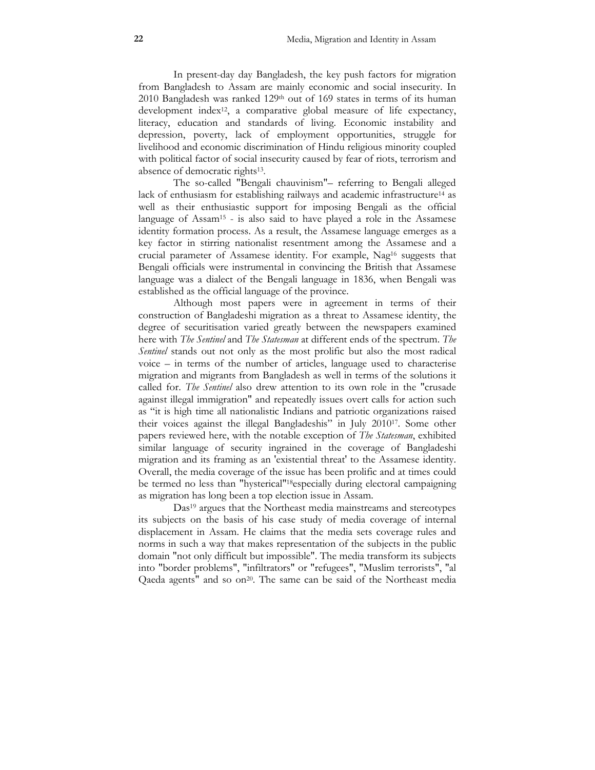In present-day day Bangladesh, the key push factors for migration from Bangladesh to Assam are mainly economic and social insecurity. In 2010 Bangladesh was ranked 129th out of 169 states in terms of its human development index[12], a comparative global measure of life expectancy, literacy, education and standards of living. Economic instability and depression, poverty, lack of employment opportunities, struggle for livelihood and economic discrimination of Hindu religious minority coupled with political factor of social insecurity caused by fear of riots, terrorism and absence of democratic rights[13].

The so-called "Bengali chauvinism"– referring to Bengali alleged lack of enthusiasm for establishing railways and academic infrastructure[14] as well as their enthusiastic support for imposing Bengali as the official language of Assam[15] - is also said to have played a role in the Assamese identity formation process. As a result, the Assamese language emerges as a key factor in stirring nationalist resentment among the Assamese and a crucial parameter of Assamese identity. For example, Nag[16] suggests that Bengali officials were instrumental in convincing the British that Assamese language was a dialect of the Bengali language in 1836, when Bengali was established as the official language of the province.

Although most papers were in agreement in terms of their construction of Bangladeshi migration as a threat to Assamese identity, the degree of securitisation varied greatly between the newspapers examined here with *The Sentinel* and *The Statesman* at different ends of the spectrum. *The Sentinel* stands out not only as the most prolific but also the most radical voice – in terms of the number of articles, language used to characterise migration and migrants from Bangladesh as well in terms of the solutions it called for. *The Sentinel* also drew attention to its own role in the "crusade against illegal immigration" and repeatedly issues overt calls for action such as "it is high time all nationalistic Indians and patriotic organizations raised their voices against the illegal Bangladeshis" in July 2010[17]. Some other papers reviewed here, with the notable exception of *The Statesman*, exhibited similar language of security ingrained in the coverage of Bangladeshi migration and its framing as an 'existential threat' to the Assamese identity. Overall, the media coverage of the issue has been prolific and at times could be termed no less than "hysterical"[18]especially during electoral campaigning as migration has long been a top election issue in Assam.

Das[19] argues that the Northeast media mainstreams and stereotypes its subjects on the basis of his case study of media coverage of internal displacement in Assam. He claims that the media sets coverage rules and norms in such a way that makes representation of the subjects in the public domain "not only difficult but impossible". The media transform its subjects into "border problems", "infiltrators" or "refugees", "Muslim terrorists", "al Qaeda agents" and so on[20]. The same can be said of the Northeast media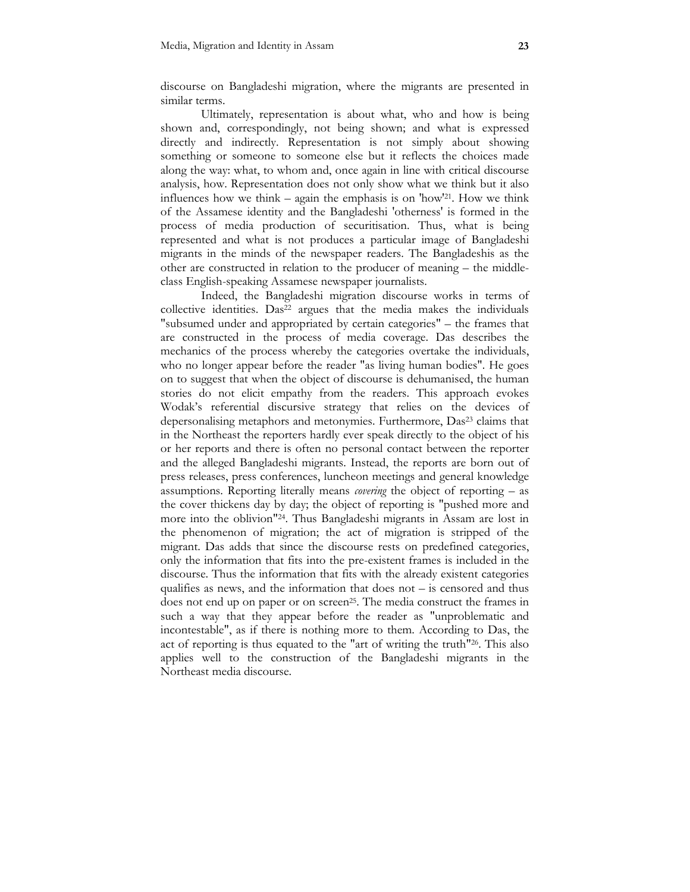discourse on Bangladeshi migration, where the migrants are presented in similar terms.

Ultimately, representation is about what, who and how is being shown and, correspondingly, not being shown; and what is expressed directly and indirectly. Representation is not simply about showing something or someone to someone else but it reflects the choices made along the way: what, to whom and, once again in line with critical discourse analysis, how. Representation does not only show what we think but it also influences how we think – again the emphasis is on 'how'[21]. How we think of the Assamese identity and the Bangladeshi 'otherness' is formed in the process of media production of securitisation. Thus, what is being represented and what is not produces a particular image of Bangladeshi migrants in the minds of the newspaper readers. The Bangladeshis as the other are constructed in relation to the producer of meaning – the middle-class English-speaking Assamese newspaper journalists.

Indeed, the Bangladeshi migration discourse works in terms of collective identities. Das[22] argues that the media makes the individuals "subsumed under and appropriated by certain categories" – the frames that are constructed in the process of media coverage. Das describes the mechanics of the process whereby the categories overtake the individuals, who no longer appear before the reader "as living human bodies". He goes on to suggest that when the object of discourse is dehumanised, the human stories do not elicit empathy from the readers. This approach evokes Wodak's referential discursive strategy that relies on the devices of depersonalising metaphors and metonymies. Furthermore, Das[23] claims that in the Northeast the reporters hardly ever speak directly to the object of his or her reports and there is often no personal contact between the reporter and the alleged Bangladeshi migrants. Instead, the reports are born out of press releases, press conferences, luncheon meetings and general knowledge assumptions. Reporting literally means *covering* the object of reporting – as the cover thickens day by day; the object of reporting is "pushed more and more into the oblivion"[24]. Thus Bangladeshi migrants in Assam are lost in the phenomenon of migration; the act of migration is stripped of the migrant. Das adds that since the discourse rests on predefined categories, only the information that fits into the pre-existent frames is included in the discourse. Thus the information that fits with the already existent categories qualifies as news, and the information that does not – is censored and thus does not end up on paper or on screen[25]. The media construct the frames in such a way that they appear before the reader as "unproblematic and incontestable", as if there is nothing more to them. According to Das, the act of reporting is thus equated to the "art of writing the truth"[26]. This also applies well to the construction of the Bangladeshi migrants in the Northeast media discourse.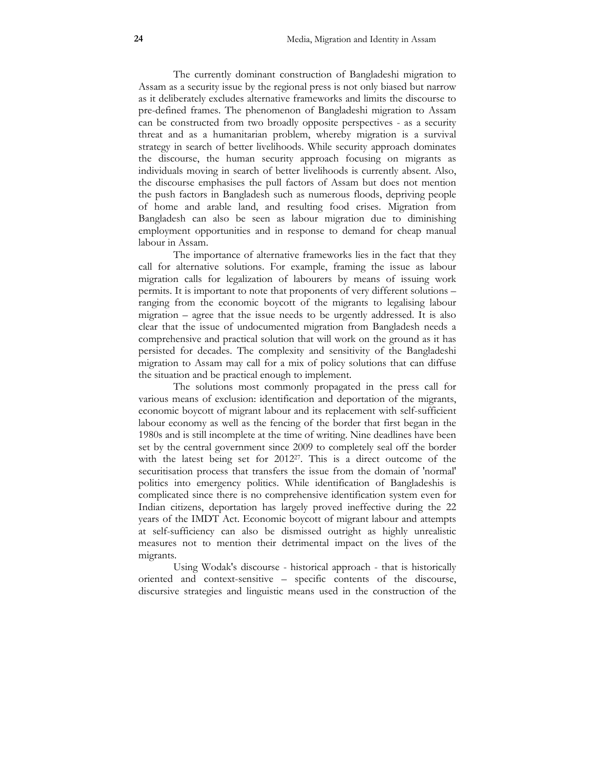The currently dominant construction of Bangladeshi migration to Assam as a security issue by the regional press is not only biased but narrow as it deliberately excludes alternative frameworks and limits the discourse to pre-defined frames. The phenomenon of Bangladeshi migration to Assam can be constructed from two broadly opposite perspectives - as a security threat and as a humanitarian problem, whereby migration is a survival strategy in search of better livelihoods. While security approach dominates the discourse, the human security approach focusing on migrants as individuals moving in search of better livelihoods is currently absent. Also, the discourse emphasises the pull factors of Assam but does not mention the push factors in Bangladesh such as numerous floods, depriving people of home and arable land, and resulting food crises. Migration from Bangladesh can also be seen as labour migration due to diminishing employment opportunities and in response to demand for cheap manual labour in Assam.

The importance of alternative frameworks lies in the fact that they call for alternative solutions. For example, framing the issue as labour migration calls for legalization of labourers by means of issuing work permits. It is important to note that proponents of very different solutions – ranging from the economic boycott of the migrants to legalising labour migration – agree that the issue needs to be urgently addressed. It is also clear that the issue of undocumented migration from Bangladesh needs a comprehensive and practical solution that will work on the ground as it has persisted for decades. The complexity and sensitivity of the Bangladeshi migration to Assam may call for a mix of policy solutions that can diffuse the situation and be practical enough to implement.

The solutions most commonly propagated in the press call for various means of exclusion: identification and deportation of the migrants, economic boycott of migrant labour and its replacement with self-sufficient labour economy as well as the fencing of the border that first began in the 1980s and is still incomplete at the time of writing. Nine deadlines have been set by the central government since 2009 to completely seal off the border with the latest being set for 2012[27]. This is a direct outcome of the securitisation process that transfers the issue from the domain of 'normal' politics into emergency politics. While identification of Bangladeshis is complicated since there is no comprehensive identification system even for Indian citizens, deportation has largely proved ineffective during the 22 years of the IMDT Act. Economic boycott of migrant labour and attempts at self-sufficiency can also be dismissed outright as highly unrealistic measures not to mention their detrimental impact on the lives of the migrants.

Using Wodak's discourse - historical approach - that is historically oriented and context-sensitive – specific contents of the discourse, discursive strategies and linguistic means used in the construction of the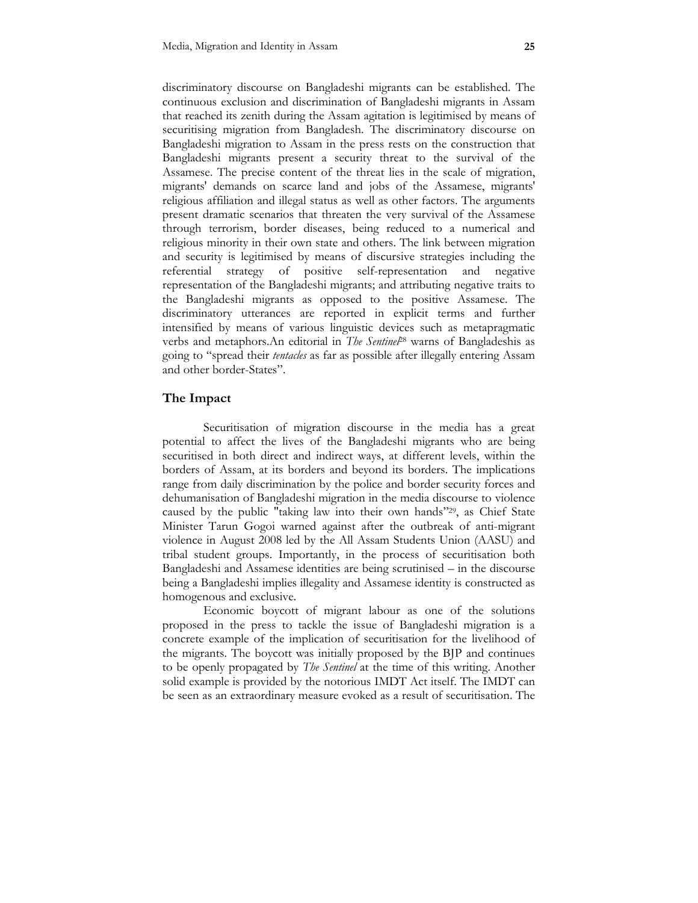discriminatory discourse on Bangladeshi migrants can be established. The continuous exclusion and discrimination of Bangladeshi migrants in Assam that reached its zenith during the Assam agitation is legitimised by means of securitising migration from Bangladesh. The discriminatory discourse on Bangladeshi migration to Assam in the press rests on the construction that Bangladeshi migrants present a security threat to the survival of the Assamese. The precise content of the threat lies in the scale of migration, migrants' demands on scarce land and jobs of the Assamese, migrants' religious affiliation and illegal status as well as other factors. The arguments present dramatic scenarios that threaten the very survival of the Assamese through terrorism, border diseases, being reduced to a numerical and religious minority in their own state and others. The link between migration and security is legitimised by means of discursive strategies including the referential strategy of positive self-representation and negative representation of the Bangladeshi migrants; and attributing negative traits to the Bangladeshi migrants as opposed to the positive Assamese. The discriminatory utterances are reported in explicit terms and further intensified by means of various linguistic devices such as metapragmatic verbs and metaphors.An editorial in *The Sentinel*[28] warns of Bangladeshis as going to "spread their *tentacles* as far as possible after illegally entering Assam and other border-States".

## The Impact

Securitisation of migration discourse in the media has a great potential to affect the lives of the Bangladeshi migrants who are being securitised in both direct and indirect ways, at different levels, within the borders of Assam, at its borders and beyond its borders. The implications range from daily discrimination by the police and border security forces and dehumanisation of Bangladeshi migration in the media discourse to violence caused by the public "taking law into their own hands"[29], as Chief State Minister Tarun Gogoi warned against after the outbreak of anti-migrant violence in August 2008 led by the All Assam Students Union (AASU) and tribal student groups. Importantly, in the process of securitisation both Bangladeshi and Assamese identities are being scrutinised – in the discourse being a Bangladeshi implies illegality and Assamese identity is constructed as homogenous and exclusive.

Economic boycott of migrant labour as one of the solutions proposed in the press to tackle the issue of Bangladeshi migration is a concrete example of the implication of securitisation for the livelihood of the migrants. The boycott was initially proposed by the BJP and continues to be openly propagated by *The Sentinel* at the time of this writing. Another solid example is provided by the notorious IMDT Act itself. The IMDT can be seen as an extraordinary measure evoked as a result of securitisation. The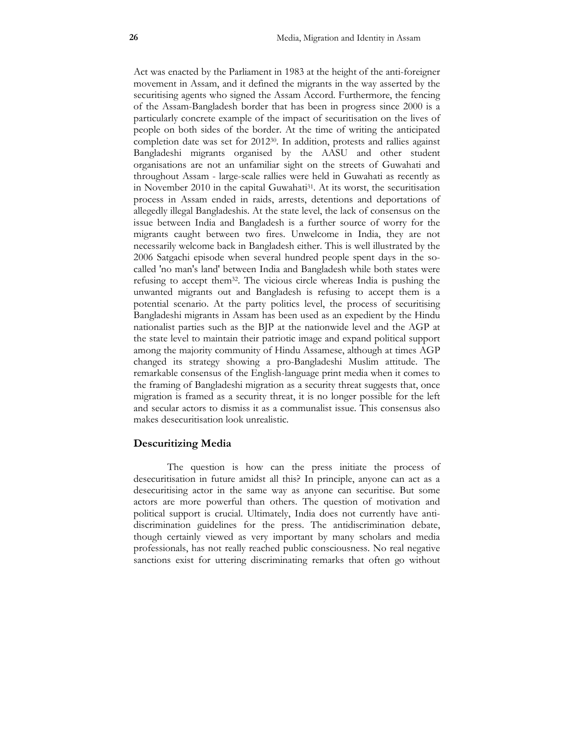Act was enacted by the Parliament in 1983 at the height of the anti-foreigner movement in Assam, and it defined the migrants in the way asserted by the securitising agents who signed the Assam Accord. Furthermore, the fencing of the Assam-Bangladesh border that has been in progress since 2000 is a particularly concrete example of the impact of securitisation on the lives of people on both sides of the border. At the time of writing the anticipated completion date was set for 2012[30]. In addition, protests and rallies against Bangladeshi migrants organised by the AASU and other student organisations are not an unfamiliar sight on the streets of Guwahati and throughout Assam - large-scale rallies were held in Guwahati as recently as in November 2010 in the capital Guwahati[31]. At its worst, the securitisation process in Assam ended in raids, arrests, detentions and deportations of allegedly illegal Bangladeshis. At the state level, the lack of consensus on the issue between India and Bangladesh is a further source of worry for the migrants caught between two fires. Unwelcome in India, they are not necessarily welcome back in Bangladesh either. This is well illustrated by the 2006 Satgachi episode when several hundred people spent days in the so-called 'no man's land' between India and Bangladesh while both states were refusing to accept them[32]. The vicious circle whereas India is pushing the unwanted migrants out and Bangladesh is refusing to accept them is a potential scenario. At the party politics level, the process of securitising Bangladeshi migrants in Assam has been used as an expedient by the Hindu nationalist parties such as the BJP at the nationwide level and the AGP at the state level to maintain their patriotic image and expand political support among the majority community of Hindu Assamese, although at times AGP changed its strategy showing a pro-Bangladeshi Muslim attitude. The remarkable consensus of the English-language print media when it comes to the framing of Bangladeshi migration as a security threat suggests that, once migration is framed as a security threat, it is no longer possible for the left and secular actors to dismiss it as a communalist issue. This consensus also makes desecuritisation look unrealistic.

## Descuritizing Media

The question is how can the press initiate the process of desecuritisation in future amidst all this? In principle, anyone can act as a desecuritising actor in the same way as anyone can securitise. But some actors are more powerful than others. The question of motivation and political support is crucial. Ultimately, India does not currently have anti-discrimination guidelines for the press. The antidiscrimination debate, though certainly viewed as very important by many scholars and media professionals, has not really reached public consciousness. No real negative sanctions exist for uttering discriminating remarks that often go without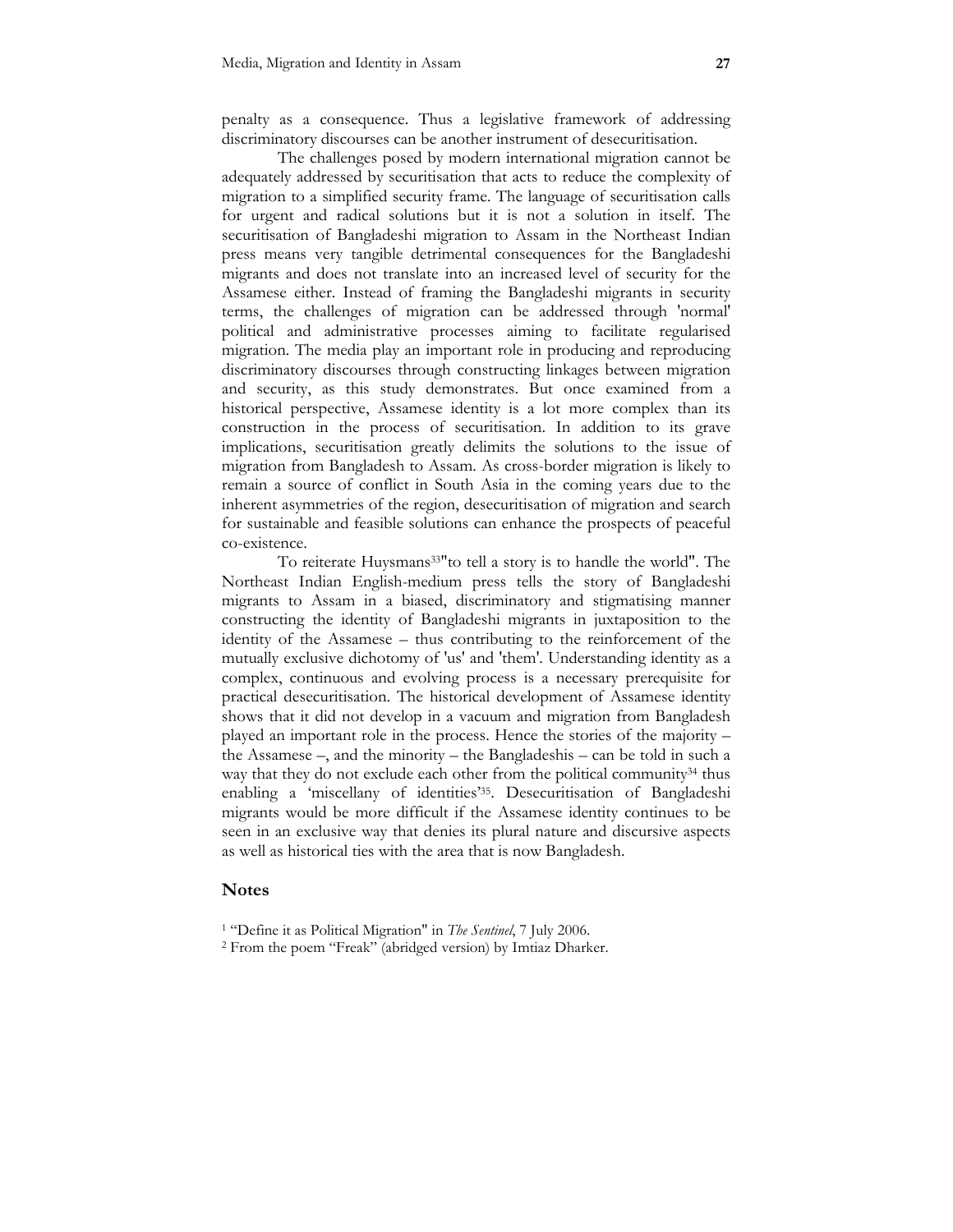penalty as a consequence. Thus a legislative framework of addressing discriminatory discourses can be another instrument of desecuritisation.

The challenges posed by modern international migration cannot be adequately addressed by securitisation that acts to reduce the complexity of migration to a simplified security frame. The language of securitisation calls for urgent and radical solutions but it is not a solution in itself. The securitisation of Bangladeshi migration to Assam in the Northeast Indian press means very tangible detrimental consequences for the Bangladeshi migrants and does not translate into an increased level of security for the Assamese either. Instead of framing the Bangladeshi migrants in security terms, the challenges of migration can be addressed through 'normal' political and administrative processes aiming to facilitate regularised migration. The media play an important role in producing and reproducing discriminatory discourses through constructing linkages between migration and security, as this study demonstrates. But once examined from a historical perspective, Assamese identity is a lot more complex than its construction in the process of securitisation. In addition to its grave implications, securitisation greatly delimits the solutions to the issue of migration from Bangladesh to Assam. As cross-border migration is likely to remain a source of conflict in South Asia in the coming years due to the inherent asymmetries of the region, desecuritisation of migration and search for sustainable and feasible solutions can enhance the prospects of peaceful co-existence.

To reiterate Huysmans[33]"to tell a story is to handle the world". The Northeast Indian English-medium press tells the story of Bangladeshi migrants to Assam in a biased, discriminatory and stigmatising manner constructing the identity of Bangladeshi migrants in juxtaposition to the identity of the Assamese – thus contributing to the reinforcement of the mutually exclusive dichotomy of 'us' and 'them'. Understanding identity as a complex, continuous and evolving process is a necessary prerequisite for practical desecuritisation. The historical development of Assamese identity shows that it did not develop in a vacuum and migration from Bangladesh played an important role in the process. Hence the stories of the majority – the Assamese –, and the minority – the Bangladeshis – can be told in such a way that they do not exclude each other from the political community[34] thus enabling a 'miscellany of identities'[35]. Desecuritisation of Bangladeshi migrants would be more difficult if the Assamese identity continues to be seen in an exclusive way that denies its plural nature and discursive aspects as well as historical ties with the area that is now Bangladesh.

## Notes

[1] "Define it as Political Migration" in *The Sentinel*, 7 July 2006.

[2] From the poem "Freak" (abridged version) by Imtiaz Dharker.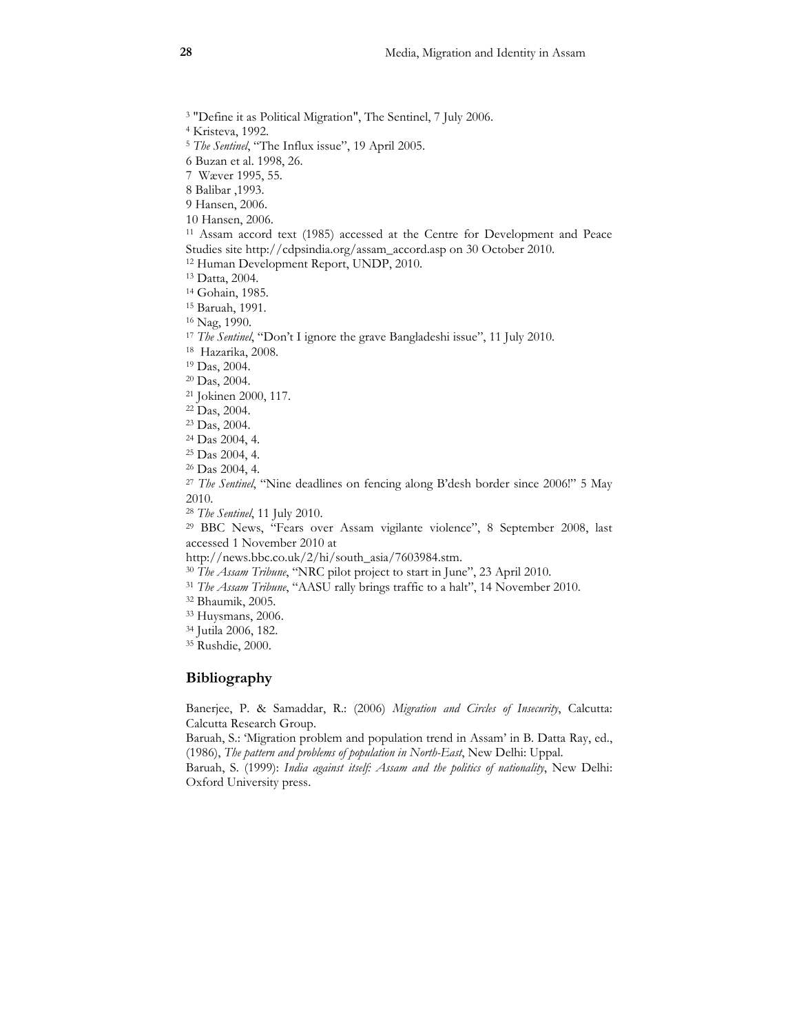[3] "Define it as Political Migration", The Sentinel, 7 July 2006.
[4] Kristeva, 1992.
[5] *The Sentinel*, "The Influx issue", 19 April 2005.
6 Buzan et al. 1998, 26.
7 Wæver 1995, 55.
8 Balibar ,1993.
9 Hansen, 2006.
10 Hansen, 2006.
[11] Assam accord text (1985) accessed at the Centre for Development and Peace Studies site http://cdpsindia.org/assam_accord.asp on 30 October 2010.
[12] Human Development Report, UNDP, 2010.
[13] Datta, 2004.
[14] Gohain, 1985.
[15] Baruah, 1991.
[16] Nag, 1990.
[17] *The Sentinel*, "Don't I ignore the grave Bangladeshi issue", 11 July 2010.
[18] Hazarika, 2008.
[19] Das, 2004.
[20] Das, 2004.
[21] Jokinen 2000, 117.
[22] Das, 2004.
[23] Das, 2004.
[24] Das 2004, 4.
[25] Das 2004, 4.
[26] Das 2004, 4.
[27] *The Sentinel*, "Nine deadlines on fencing along B'desh border since 2006!" 5 May 2010.
[28] *The Sentinel*, 11 July 2010.
[29] BBC News, "Fears over Assam vigilante violence", 8 September 2008, last accessed 1 November 2010 at http://news.bbc.co.uk/2/hi/south_asia/7603984.stm.
[30] *The Assam Tribune*, "NRC pilot project to start in June", 23 April 2010.
[31] *The Assam Tribune*, "AASU rally brings traffic to a halt", 14 November 2010.
[32] Bhaumik, 2005.
[33] Huysmans, 2006.
[34] Jutila 2006, 182.
[35] Rushdie, 2000.

## Bibliography

Banerjee, P. & Samaddar, R.: (2006) *Migration and Circles of Insecurity*, Calcutta: Calcutta Research Group.

Baruah, S.: 'Migration problem and population trend in Assam' in B. Datta Ray, ed., (1986), *The pattern and problems of population in North-East*, New Delhi: Uppal.

Baruah, S. (1999): *India against itself: Assam and the politics of nationality*, New Delhi: Oxford University press.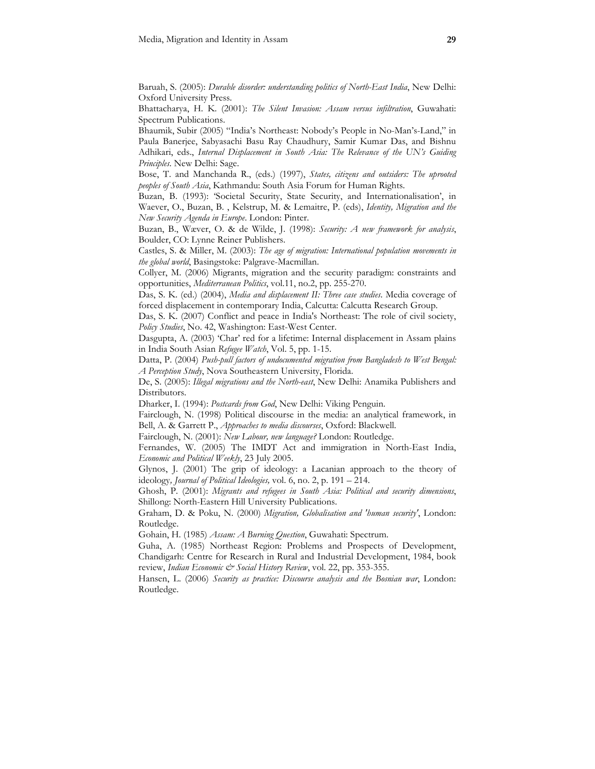Baruah, S. (2005): *Durable disorder: understanding politics of North-East India*, New Delhi: Oxford University Press.

Bhattacharya, H. K. (2001): *The Silent Invasion: Assam versus infiltration*, Guwahati: Spectrum Publications.

Bhaumik, Subir (2005) "India's Northeast: Nobody's People in No-Man's-Land," in Paula Banerjee, Sabyasachi Basu Ray Chaudhury, Samir Kumar Das, and Bishnu Adhikari, eds., *Internal Displacement in South Asia: The Relevance of the UN's Guiding Principles*. New Delhi: Sage.

Bose, T. and Manchanda R., (eds.) (1997), *States, citizens and outsiders: The uprooted peoples of South Asia*, Kathmandu: South Asia Forum for Human Rights.

Buzan, B. (1993): 'Societal Security, State Security, and Internationalisation', in Waever, O., Buzan, B. , Kelstrup, M. & Lemaitre, P. (eds), *Identity, Migration and the New Security Agenda in Europe*. London: Pinter.

Buzan, B., Wæver, O. & de Wilde, J. (1998): *Security: A new framework for analysis*, Boulder, CO: Lynne Reiner Publishers.

Castles, S. & Miller, M. (2003): *The age of migration: International population movements in the global world*, Basingstoke: Palgrave-Macmillan.

Collyer, M. (2006) Migrants, migration and the security paradigm: constraints and opportunities, *Mediterranean Politics*, vol.11, no.2, pp. 255-270.

Das, S. K. (ed.) (2004), *Media and displacement II: Three case studies.* Media coverage of forced displacement in contemporary India, Calcutta: Calcutta Research Group.

Das, S. K. (2007) Conflict and peace in India's Northeast: The role of civil society, *Policy Studies*, No. 42, Washington: East-West Center.

Dasgupta, A. (2003) 'Char' red for a lifetime: Internal displacement in Assam plains in India South Asian *Refugee Watch*, Vol. 5, pp. 1-15.

Datta, P. (2004) *Push-pull factors of undocumented migration from Bangladesh to West Bengal: A Perception Study*, Nova Southeastern University, Florida.

De, S. (2005): *Illegal migrations and the North-east*, New Delhi: Anamika Publishers and Distributors.

Dharker, I. (1994): *Postcards from God*, New Delhi: Viking Penguin.

Fairclough, N. (1998) Political discourse in the media: an analytical framework, in Bell, A. & Garrett P., *Approaches to media discourses*, Oxford: Blackwell.

Fairclough, N. (2001): *New Labour, new language?* London: Routledge.

Fernandes, W. (2005) The IMDT Act and immigration in North-East India, *Economic and Political Weekly*, 23 July 2005.

Glynos, J. (2001) The grip of ideology: a Lacanian approach to the theory of ideology*, Journal of Political Ideologies,* vol. 6, no. 2, p. 191 – 214.

Ghosh, P. (2001): *Migrants and refugees in South Asia: Political and security dimensions*, Shillong: North-Eastern Hill University Publications.

Graham, D. & Poku, N. (2000) *Migration, Globalisation and 'human security'*, London: Routledge.

Gohain, H. (1985) *Assam: A Burning Question*, Guwahati: Spectrum.

Guha, A. (1985) Northeast Region: Problems and Prospects of Development, Chandigarh: Centre for Research in Rural and Industrial Development, 1984, book review, *Indian Economic & Social History Review*, vol. 22, pp. 353-355.

Hansen, L. (2006) *Security as practice: Discourse analysis and the Bosnian war*, London: Routledge.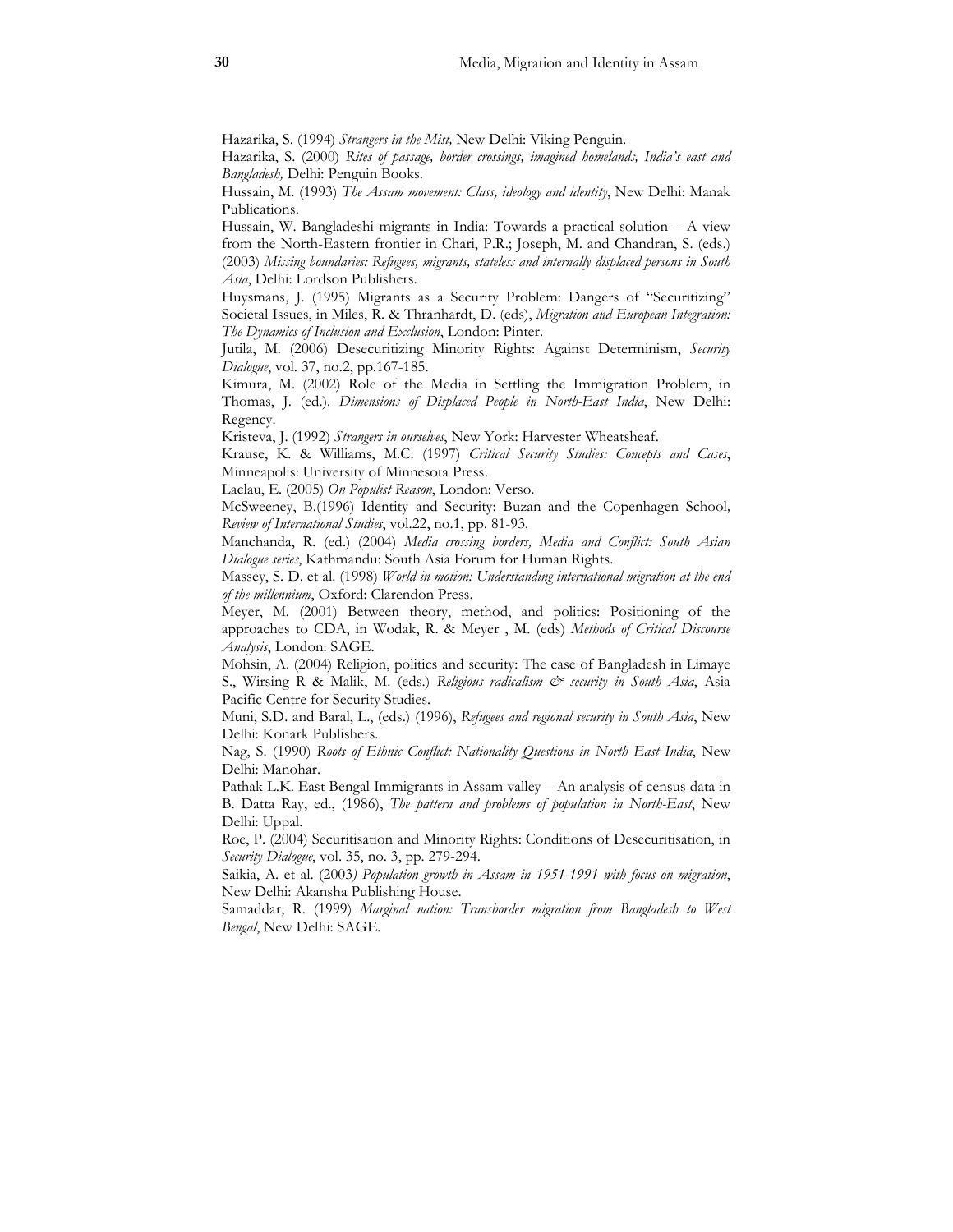Hazarika, S. (1994) *Strangers in the Mist,* New Delhi: Viking Penguin.

Hazarika, S. (2000) *Rites of passage, border crossings, imagined homelands, India's east and Bangladesh,* Delhi: Penguin Books.

Hussain, M. (1993) *The Assam movement: Class, ideology and identity*, New Delhi: Manak Publications.

Hussain, W. Bangladeshi migrants in India: Towards a practical solution – A view from the North-Eastern frontier in Chari, P.R.; Joseph, M. and Chandran, S. (eds.) (2003) *Missing boundaries: Refugees, migrants, stateless and internally displaced persons in South Asia*, Delhi: Lordson Publishers.

Huysmans, J. (1995) Migrants as a Security Problem: Dangers of "Securitizing" Societal Issues, in Miles, R. & Thranhardt, D. (eds), *Migration and European Integration: The Dynamics of Inclusion and Exclusion*, London: Pinter.

Jutila, M. (2006) Desecuritizing Minority Rights: Against Determinism, *Security Dialogue*, vol. 37, no.2, pp.167-185.

Kimura, M. (2002) Role of the Media in Settling the Immigration Problem, in Thomas, J. (ed.). *Dimensions of Displaced People in North-East India*, New Delhi: Regency.

Kristeva, J. (1992) *Strangers in ourselves*, New York: Harvester Wheatsheaf.

Krause, K. & Williams, M.C. (1997) *Critical Security Studies: Concepts and Cases*, Minneapolis: University of Minnesota Press.

Laclau, E. (2005) *On Populist Reason*, London: Verso.

McSweeney, B.(1996) Identity and Security: Buzan and the Copenhagen School*, Review of International Studies*, vol.22, no.1, pp. 81-93.

Manchanda, R. (ed.) (2004) *Media crossing borders, Media and Conflict: South Asian Dialogue series*, Kathmandu: South Asia Forum for Human Rights.

Massey, S. D. et al. (1998) *World in motion: Understanding international migration at the end of the millennium*, Oxford: Clarendon Press.

Meyer, M. (2001) Between theory, method, and politics: Positioning of the approaches to CDA, in Wodak, R. & Meyer , M. (eds) *Methods of Critical Discourse Analysis*, London: SAGE.

Mohsin, A. (2004) Religion, politics and security: The case of Bangladesh in Limaye S., Wirsing R & Malik, M. (eds.) *Religious radicalism & security in South Asia*, Asia Pacific Centre for Security Studies.

Muni, S.D. and Baral, L., (eds.) (1996), *Refugees and regional security in South Asia*, New Delhi: Konark Publishers.

Nag, S. (1990) *Roots of Ethnic Conflict: Nationality Questions in North East India*, New Delhi: Manohar.

Pathak L.K. East Bengal Immigrants in Assam valley – An analysis of census data in B. Datta Ray, ed., (1986), *The pattern and problems of population in North-East*, New Delhi: Uppal.

Roe, P. (2004) Securitisation and Minority Rights: Conditions of Desecuritisation, in *Security Dialogue*, vol. 35, no. 3, pp. 279-294.

Saikia, A. et al. (2003*) Population growth in Assam in 1951-1991 with focus on migration*, New Delhi: Akansha Publishing House.

Samaddar, R. (1999) *Marginal nation: Transborder migration from Bangladesh to West Bengal*, New Delhi: SAGE.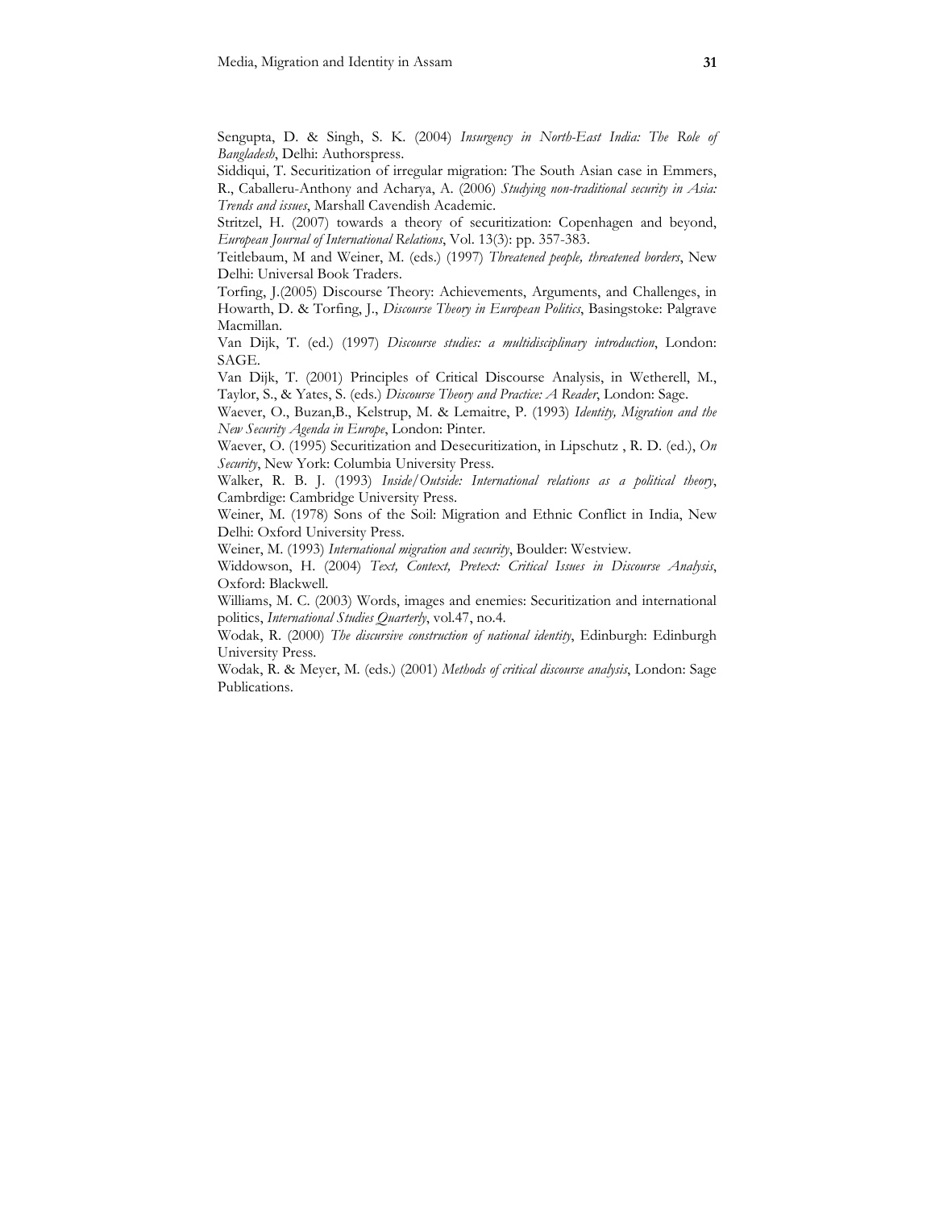Sengupta, D. & Singh, S. K. (2004) *Insurgency in North-East India: The Role of Bangladesh*, Delhi: Authorspress.

Siddiqui, T. Securitization of irregular migration: The South Asian case in Emmers, R., Caballeru-Anthony and Acharya, A. (2006) *Studying non-traditional security in Asia: Trends and issues*, Marshall Cavendish Academic.

Stritzel, H. (2007) towards a theory of securitization: Copenhagen and beyond, *European Journal of International Relations*, Vol. 13(3): pp. 357-383.

Teitlebaum, M and Weiner, M. (eds.) (1997) *Threatened people, threatened borders*, New Delhi: Universal Book Traders.

Torfing, J.(2005) Discourse Theory: Achievements, Arguments, and Challenges, in Howarth, D. & Torfing, J., *Discourse Theory in European Politics*, Basingstoke: Palgrave Macmillan.

Van Dijk, T. (ed.) (1997) *Discourse studies: a multidisciplinary introduction*, London: SAGE.

Van Dijk, T. (2001) Principles of Critical Discourse Analysis, in Wetherell, M., Taylor, S., & Yates, S. (eds.) *Discourse Theory and Practice: A Reader*, London: Sage.

Waever, O., Buzan,B., Kelstrup, M. & Lemaitre, P. (1993) *Identity, Migration and the New Security Agenda in Europe*, London: Pinter.

Waever, O. (1995) Securitization and Desecuritization, in Lipschutz , R. D. (ed.), *On Security*, New York: Columbia University Press.

Walker, R. B. J. (1993) *Inside/Outside: International relations as a political theory*, Cambrdige: Cambridge University Press.

Weiner, M. (1978) Sons of the Soil: Migration and Ethnic Conflict in India, New Delhi: Oxford University Press.

Weiner, M. (1993) *International migration and security*, Boulder: Westview.

Widdowson, H. (2004) *Text, Context, Pretext: Critical Issues in Discourse Analysis*, Oxford: Blackwell.

Williams, M. C. (2003) Words, images and enemies: Securitization and international politics, *International Studies Quarterly*, vol.47, no.4.

Wodak, R. (2000) *The discursive construction of national identity*, Edinburgh: Edinburgh University Press.

Wodak, R. & Meyer, M. (eds.) (2001) *Methods of critical discourse analysis*, London: Sage Publications.